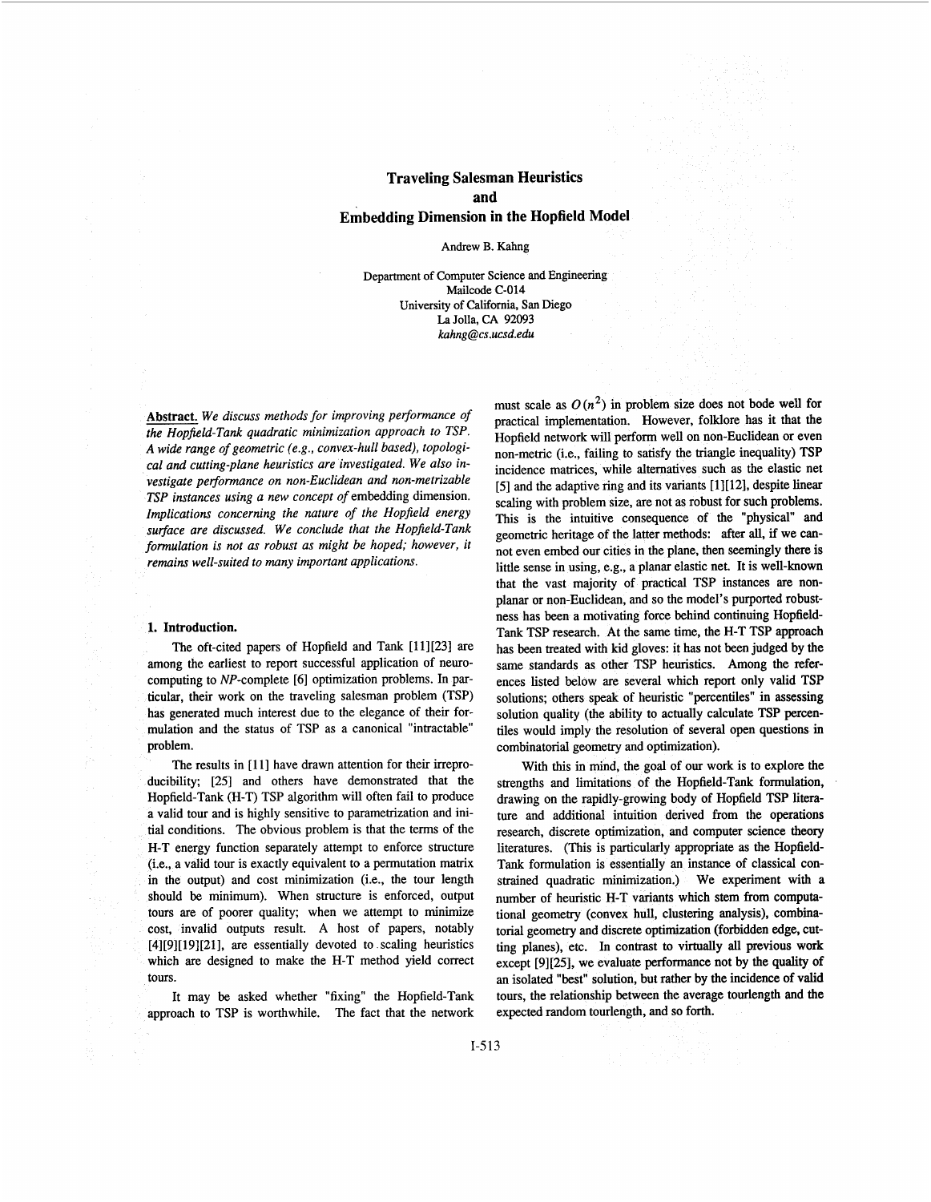# Traveling Salesman Heuristics and Embedding Dimension in the Hopfield Model

Andrew B. Kahng

Department of Computer Science and Engineering
Mailcode C-014
University of California, San Diego
La Jolla, CA 92093
*kahng@cs.ucsd.edu*

**Abstract.** *We discuss methods for improving performance of the Hopfield-Tank quadratic minimization approach to TSP. A wide range of geometric (e.g., convex-hull based), topological and cutting-plane heuristics are investigated. We also investigate performance on non-Euclidean and non-metrizable TSP instances using a new concept of* embedding dimension. *Implications concerning the nature of the Hopfield energy surface are discussed. We conclude that the Hopfield-Tank formulation is not as robust as might be hoped; however, it remains well-suited to many important applications.*

## 1. Introduction.

The oft-cited papers of Hopfield and Tank [11][23] are among the earliest to report successful application of neurocomputing to *NP*-complete [6] optimization problems. In particular, their work on the traveling salesman problem (TSP) has generated much interest due to the elegance of their formulation and the status of TSP as a canonical "intractable" problem.

The results in [11] have drawn attention for their irreproducibility; [25] and others have demonstrated that the Hopfield-Tank (H-T) TSP algorithm will often fail to produce a valid tour and is highly sensitive to parametrization and initial conditions. The obvious problem is that the terms of the H-T energy function separately attempt to enforce structure (i.e., a valid tour is exactly equivalent to a permutation matrix in the output) and cost minimization (i.e., the tour length should be minimum). When structure is enforced, output tours are of poorer quality; when we attempt to minimize cost, invalid outputs result. A host of papers, notably [4][9][19][21], are essentially devoted to scaling heuristics which are designed to make the H-T method yield correct tours.

It may be asked whether "fixing" the Hopfield-Tank approach to TSP is worthwhile. The fact that the network must scale as $O(n^2)$ in problem size does not bode well for practical implementation. However, folklore has it that the Hopfield network will perform well on non-Euclidean or even non-metric (i.e., failing to satisfy the triangle inequality) TSP incidence matrices, while alternatives such as the elastic net [5] and the adaptive ring and its variants [1][12], despite linear scaling with problem size, are not as robust for such problems. This is the intuitive consequence of the "physical" and geometric heritage of the latter methods: after all, if we cannot even embed our cities in the plane, then seemingly there is little sense in using, e.g., a planar elastic net. It is well-known that the vast majority of practical TSP instances are non-planar or non-Euclidean, and so the model's purported robustness has been a motivating force behind continuing Hopfield-Tank TSP research. At the same time, the H-T TSP approach has been treated with kid gloves: it has not been judged by the same standards as other TSP heuristics. Among the references listed below are several which report only valid TSP solutions; others speak of heuristic "percentiles" in assessing solution quality (the ability to actually calculate TSP percentiles would imply the resolution of several open questions in combinatorial geometry and optimization).

With this in mind, the goal of our work is to explore the strengths and limitations of the Hopfield-Tank formulation, drawing on the rapidly-growing body of Hopfield TSP literature and additional intuition derived from the operations research, discrete optimization, and computer science theory literatures. (This is particularly appropriate as the Hopfield-Tank formulation is essentially an instance of classical constrained quadratic minimization.) We experiment with a number of heuristic H-T variants which stem from computational geometry (convex hull, clustering analysis), combinatorial geometry and discrete optimization (forbidden edge, cutting planes), etc. In contrast to virtually all previous work except [9][25], we evaluate performance not by the quality of an isolated "best" solution, but rather by the incidence of valid tours, the relationship between the average tourlength and the expected random tourlength, and so forth.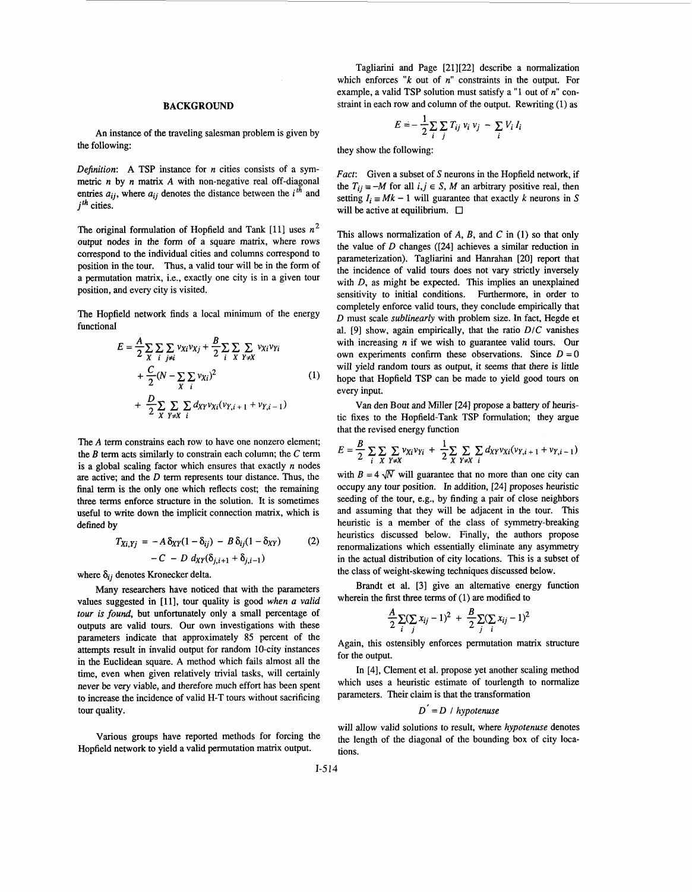## BACKGROUND

An instance of the traveling salesman problem is given by the following:

*Definition*: A TSP instance for $n$ cities consists of a symmetric $n$ by $n$ matrix $A$ with non-negative real off-diagonal entries $a_{ij}$, where $a_{ij}$ denotes the distance between the $i^{th}$ and $j^{th}$ cities.

The original formulation of Hopfield and Tank [11] uses $n^2$ output nodes in the form of a square matrix, where rows correspond to the individual cities and columns correspond to position in the tour. Thus, a valid tour will be in the form of a permutation matrix, i.e., exactly one city is in a given tour position, and every city is visited.

The Hopfield network finds a local minimum of the energy functional

$$
\begin{aligned}
E = &\frac{A}{2}\sum_X \sum_i \sum_{j \neq i} v_{Xi} v_{Xj} + \frac{B}{2}\sum_i \sum_X \sum_{Y \neq X} v_{Xi} v_{Yi} \\
&+ \frac{C}{2}(N - \sum_X \sum_i v_{Xi})^2 \\
&+ \frac{D}{2}\sum_X \sum_{Y \neq X} \sum_i d_{XY} v_{Xi}(v_{Y,i+1} + v_{Y,i-1})
\end{aligned}
\tag{1}
$$

The $A$ term constrains each row to have one nonzero element; the $B$ term acts similarly to constrain each column; the $C$ term is a global scaling factor which ensures that exactly $n$ nodes are active; and the $D$ term represents tour distance. Thus, the final term is the only one which reflects cost; the remaining three terms enforce structure in the solution. It is sometimes useful to write down the implicit connection matrix, which is defined by

$$
\begin{aligned}
T_{Xi,Yj} = &-A\,\delta_{XY}(1-\delta_{ij}) - B\,\delta_{ij}(1-\delta_{XY}) \\
&- C - D\, d_{XY}(\delta_{j,i+1} + \delta_{j,i-1})
\end{aligned}
\tag{2}
$$

where $\delta_{ij}$ denotes Kronecker delta.

Many researchers have noticed that with the parameters values suggested in [11], tour quality is good *when a valid tour is found*, but unfortunately only a small percentage of outputs are valid tours. Our own investigations with these parameters indicate that approximately 85 percent of the attempts result in invalid output for random 10-city instances in the Euclidean square. A method which fails almost all the time, even when given relatively trivial tasks, will certainly never be very viable, and therefore much effort has been spent to increase the incidence of valid H-T tours without sacrificing tour quality.

Various groups have reported methods for forcing the Hopfield network to yield a valid permutation matrix output.

Tagliarini and Page [21][22] describe a normalization which enforces "$k$ out of $n$" constraints in the output. For example, a valid TSP solution must satisfy a "1 out of $n$" constraint in each row and column of the output. Rewriting (1) as

$$
E = -\frac{1}{2}\sum_i \sum_j T_{ij}\, v_i\, v_j - \sum_i V_i\, I_i
$$

they show the following:

*Fact*: Given a subset of $S$ neurons in the Hopfield network, if the $T_{ij} \equiv -M$ for all $i,j \in S$, $M$ an arbitrary positive real, then setting $I_i \equiv Mk - 1$ will guarantee that exactly $k$ neurons in $S$ will be active at equilibrium. □

This allows normalization of $A$, $B$, and $C$ in (1) so that only the value of $D$ changes ([24] achieves a similar reduction in parameterization). Tagliarini and Hanrahan [20] report that the incidence of valid tours does not vary strictly inversely with $D$, as might be expected. This implies an unexplained sensitivity to initial conditions. Furthermore, in order to completely enforce valid tours, they conclude empirically that $D$ must scale *sublinearly* with problem size. In fact, Hegde et al. [9] show, again empirically, that the ratio $D/C$ vanishes with increasing $n$ if we wish to guarantee valid tours. Our own experiments confirm these observations. Since $D = 0$ will yield random tours as output, it seems that there is little hope that Hopfield TSP can be made to yield good tours on every input.

Van den Bout and Miller [24] propose a battery of heuristic fixes to the Hopfield-Tank TSP formulation; they argue that the revised energy function

$$
E = \frac{B}{2}\sum_i \sum_X \sum_{Y \neq X} v_{Xi} v_{Yi} + \frac{1}{2}\sum_X \sum_{Y \neq X} \sum_i d_{XY} v_{Xi}(v_{Y,i+1} + v_{Y,i-1})
$$

with $B = 4\sqrt{N}$ will guarantee that no more than one city can occupy any tour position. In addition, [24] proposes heuristic seeding of the tour, e.g., by finding a pair of close neighbors and assuming that they will be adjacent in the tour. This heuristic is a member of the class of symmetry-breaking heuristics discussed below. Finally, the authors propose renormalizations which essentially eliminate any asymmetry in the actual distribution of city locations. This is a subset of the class of weight-skewing techniques discussed below.

Brandt et al. [3] give an alternative energy function wherein the first three terms of (1) are modified to

$$
\frac{A}{2}\sum_i(\sum_j x_{ij} - 1)^2 + \frac{B}{2}\sum_j(\sum_i x_{ij} - 1)^2
$$

Again, this ostensibly enforces permutation matrix structure for the output.

In [4], Clement et al. propose yet another scaling method which uses a heuristic estimate of tourlength to normalize parameters. Their claim is that the transformation

$$
D' = D \,/\, hypotenuse
$$

will allow valid solutions to result, where *hypotenuse* denotes the length of the diagonal of the bounding box of city locations.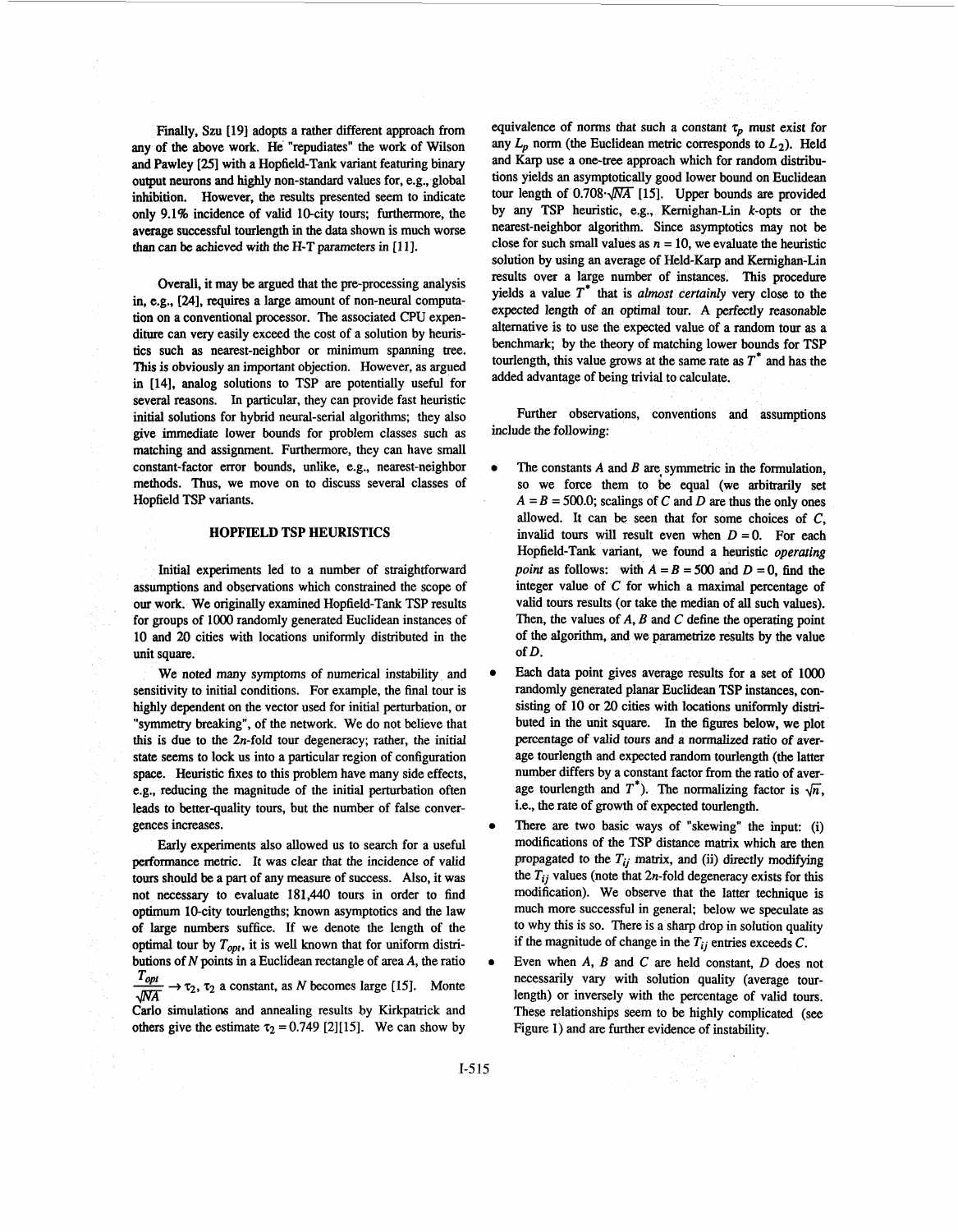Finally, Szu [19] adopts a rather different approach from any of the above work. He "repudiates" the work of Wilson and Pawley [25] with a Hopfield-Tank variant featuring binary output neurons and highly non-standard values for, e.g., global inhibition. However, the results presented seem to indicate only 9.1% incidence of valid 10-city tours; furthermore, the average successful tourlength in the data shown is much worse than can be achieved with the H-T parameters in [11].

Overall, it may be argued that the pre-processing analysis in, e.g., [24], requires a large amount of non-neural computation on a conventional processor. The associated CPU expenditure can very easily exceed the cost of a solution by heuristics such as nearest-neighbor or minimum spanning tree. This is obviously an important objection. However, as argued in [14], analog solutions to TSP are potentially useful for several reasons. In particular, they can provide fast heuristic initial solutions for hybrid neural-serial algorithms; they also give immediate lower bounds for problem classes such as matching and assignment. Furthermore, they can have small constant-factor error bounds, unlike, e.g., nearest-neighbor methods. Thus, we move on to discuss several classes of Hopfield TSP variants.

## HOPFIELD TSP HEURISTICS

Initial experiments led to a number of straightforward assumptions and observations which constrained the scope of our work. We originally examined Hopfield-Tank TSP results for groups of 1000 randomly generated Euclidean instances of 10 and 20 cities with locations uniformly distributed in the unit square.

We noted many symptoms of numerical instability and sensitivity to initial conditions. For example, the final tour is highly dependent on the vector used for initial perturbation, or "symmetry breaking", of the network. We do not believe that this is due to the $2n$-fold tour degeneracy; rather, the initial state seems to lock us into a particular region of configuration space. Heuristic fixes to this problem have many side effects, e.g., reducing the magnitude of the initial perturbation often leads to better-quality tours, but the number of false convergences increases.

Early experiments also allowed us to search for a useful performance metric. It was clear that the incidence of valid tours should be a part of any measure of success. Also, it was not necessary to evaluate 181,440 tours in order to find optimum 10-city tourlengths; known asymptotics and the law of large numbers suffice. If we denote the length of the optimal tour by $T_{opt}$, it is well known that for uniform distributions of $N$ points in a Euclidean rectangle of area $A$, the ratio $\frac{T_{opt}}{\sqrt{NA}} \to \tau_2$, $\tau_2$ a constant, as $N$ becomes large [15]. Monte Carlo simulations and annealing results by Kirkpatrick and others give the estimate $\tau_2 = 0.749$ [2][15]. We can show by equivalence of norms that such a constant $\tau_p$ must exist for any $L_p$ norm (the Euclidean metric corresponds to $L_2$). Held and Karp use a one-tree approach which for random distributions yields an asymptotically good lower bound on Euclidean tour length of $0.708 \cdot \sqrt{NA}$ [15]. Upper bounds are provided by any TSP heuristic, e.g., Kernighan-Lin $k$-opts or the nearest-neighbor algorithm. Since asymptotics may not be close for such small values as $n = 10$, we evaluate the heuristic solution by using an average of Held-Karp and Kernighan-Lin results over a large number of instances. This procedure yields a value $T^*$ that is *almost certainly* very close to the expected length of an optimal tour. A perfectly reasonable alternative is to use the expected value of a random tour as a benchmark; by the theory of matching lower bounds for TSP tourlength, this value grows at the same rate as $T^*$ and has the added advantage of being trivial to calculate.

Further observations, conventions and assumptions include the following:

- The constants $A$ and $B$ are symmetric in the formulation, so we force them to be equal (we arbitrarily set $A = B = 500.0$; scalings of $C$ and $D$ are thus the only ones allowed. It can be seen that for some choices of $C$, invalid tours will result even when $D = 0$. For each Hopfield-Tank variant, we found a heuristic *operating point* as follows: with $A = B = 500$ and $D = 0$, find the integer value of $C$ for which a maximal percentage of valid tours results (or take the median of all such values). Then, the values of $A$, $B$ and $C$ define the operating point of the algorithm, and we parametrize results by the value of $D$.
- Each data point gives average results for a set of 1000 randomly generated planar Euclidean TSP instances, consisting of 10 or 20 cities with locations uniformly distributed in the unit square. In the figures below, we plot percentage of valid tours and a normalized ratio of average tourlength and expected random tourlength (the latter number differs by a constant factor from the ratio of average tourlength and $T^*$). The normalizing factor is $\sqrt{n}$, i.e., the rate of growth of expected tourlength.
- There are two basic ways of "skewing" the input: (i) modifications of the TSP distance matrix which are then propagated to the $T_{ij}$ matrix, and (ii) directly modifying the $T_{ij}$ values (note that $2n$-fold degeneracy exists for this modification). We observe that the latter technique is much more successful in general; below we speculate as to why this is so. There is a sharp drop in solution quality if the magnitude of change in the $T_{ij}$ entries exceeds $C$.
- Even when $A$, $B$ and $C$ are held constant, $D$ does not necessarily vary with solution quality (average tourlength) or inversely with the percentage of valid tours. These relationships seem to be highly complicated (see Figure 1) and are further evidence of instability.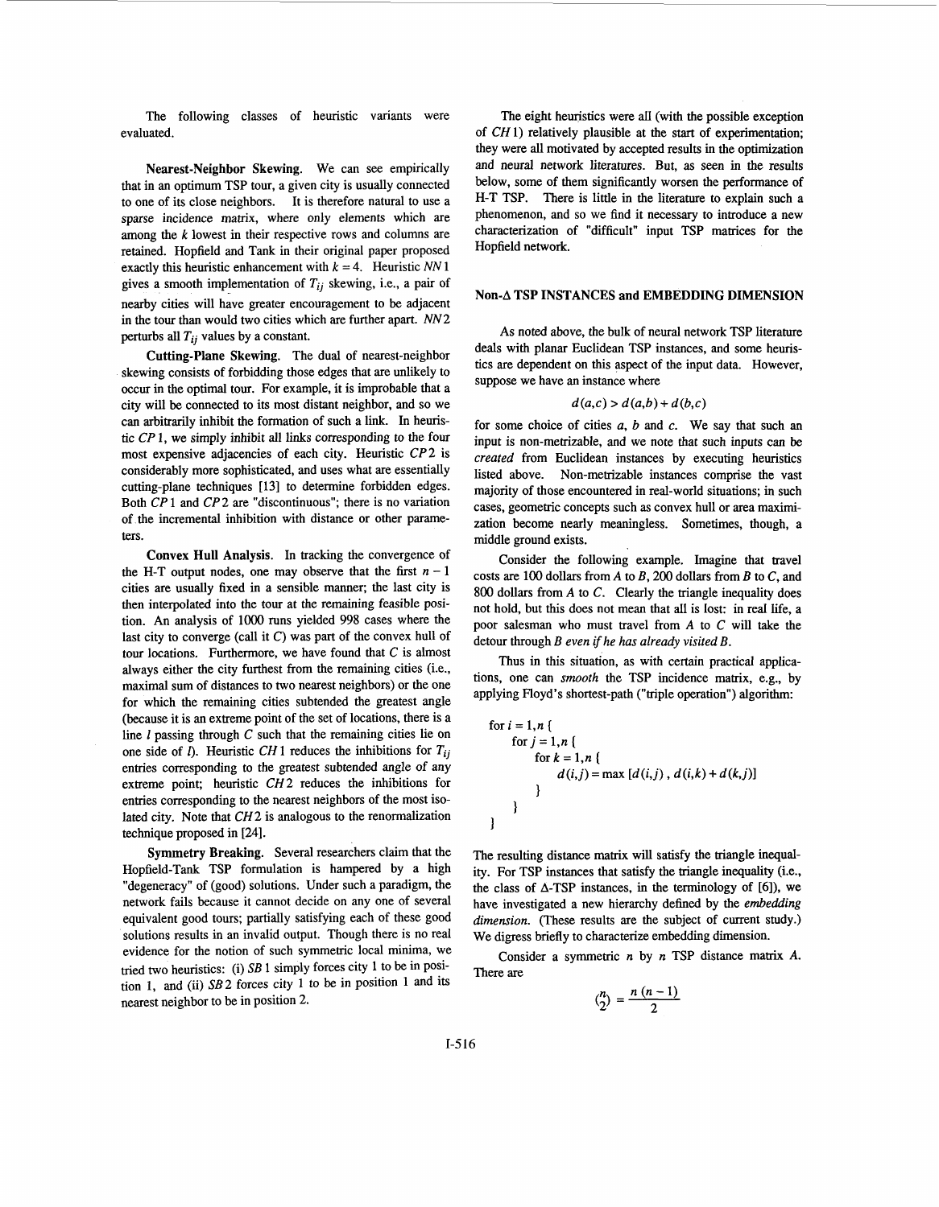The following classes of heuristic variants were evaluated.

**Nearest-Neighbor Skewing.** We can see empirically that in an optimum TSP tour, a given city is usually connected to one of its close neighbors. It is therefore natural to use a sparse incidence matrix, where only elements which are among the $k$ lowest in their respective rows and columns are retained. Hopfield and Tank in their original paper proposed exactly this heuristic enhancement with $k = 4$. Heuristic $NN1$ gives a smooth implementation of $T_{ij}$ skewing, i.e., a pair of nearby cities will have greater encouragement to be adjacent in the tour than would two cities which are further apart. $NN2$ perturbs all $T_{ij}$ values by a constant.

**Cutting-Plane Skewing.** The dual of nearest-neighbor skewing consists of forbidding those edges that are unlikely to occur in the optimal tour. For example, it is improbable that a city will be connected to its most distant neighbor, and so we can arbitrarily inhibit the formation of such a link. In heuristic $CP1$, we simply inhibit all links corresponding to the four most expensive adjacencies of each city. Heuristic $CP2$ is considerably more sophisticated, and uses what are essentially cutting-plane techniques [13] to determine forbidden edges. Both $CP1$ and $CP2$ are "discontinuous"; there is no variation of the incremental inhibition with distance or other parameters.

**Convex Hull Analysis.** In tracking the convergence of the H-T output nodes, one may observe that the first $n-1$ cities are usually fixed in a sensible manner; the last city is then interpolated into the tour at the remaining feasible position. An analysis of 1000 runs yielded 998 cases where the last city to converge (call it $C$) was part of the convex hull of tour locations. Furthermore, we have found that $C$ is almost always either the city furthest from the remaining cities (i.e., maximal sum of distances to two nearest neighbors) or the one for which the remaining cities subtended the greatest angle (because it is an extreme point of the set of locations, there is a line $l$ passing through $C$ such that the remaining cities lie on one side of $l$). Heuristic $CH1$ reduces the inhibitions for $T_{ij}$ entries corresponding to the greatest subtended angle of any extreme point; heuristic $CH2$ reduces the inhibitions for entries corresponding to the nearest neighbors of the most isolated city. Note that $CH2$ is analogous to the renormalization technique proposed in [24].

**Symmetry Breaking.** Several researchers claim that the Hopfield-Tank TSP formulation is hampered by a high "degeneracy" of (good) solutions. Under such a paradigm, the network fails because it cannot decide on any one of several equivalent good tours; partially satisfying each of these good solutions results in an invalid output. Though there is no real evidence for the notion of such symmetric local minima, we tried two heuristics: (i) $SB1$ simply forces city 1 to be in position 1, and (ii) $SB2$ forces city 1 to be in position 1 and its nearest neighbor to be in position 2.

The eight heuristics were all (with the possible exception of $CH1$) relatively plausible at the start of experimentation; they were all motivated by accepted results in the optimization and neural network literatures. But, as seen in the results below, some of them significantly worsen the performance of H-T TSP. There is little in the literature to explain such a phenomenon, and so we find it necessary to introduce a new characterization of "difficult" input TSP matrices for the Hopfield network.

## Non-Δ TSP INSTANCES and EMBEDDING DIMENSION

As noted above, the bulk of neural network TSP literature deals with planar Euclidean TSP instances, and some heuristics are dependent on this aspect of the input data. However, suppose we have an instance where

$$d(a,c) > d(a,b) + d(b,c)$$

for some choice of cities $a$, $b$ and $c$. We say that such an input is non-metrizable, and we note that such inputs can be *created* from Euclidean instances by executing heuristics listed above. Non-metrizable instances comprise the vast majority of those encountered in real-world situations; in such cases, geometric concepts such as convex hull or area maximization become nearly meaningless. Sometimes, though, a middle ground exists.

Consider the following example. Imagine that travel costs are 100 dollars from $A$ to $B$, 200 dollars from $B$ to $C$, and 800 dollars from $A$ to $C$. Clearly the triangle inequality does not hold, but this does not mean that all is lost: in real life, a poor salesman who must travel from $A$ to $C$ will take the detour through $B$ *even if he has already visited B*.

Thus in this situation, as with certain practical applications, one can *smooth* the TSP incidence matrix, e.g., by applying Floyd's shortest-path ("triple operation") algorithm:

```
for i = 1,n {
    for j = 1,n {
        for k = 1,n {
            d(i,j) = max [d(i,j) , d(i,k) + d(k,j)]
        }
    }
}
```

The resulting distance matrix will satisfy the triangle inequality. For TSP instances that satisfy the triangle inequality (i.e., the class of Δ-TSP instances, in the terminology of [6]), we have investigated a new hierarchy defined by the *embedding dimension*. (These results are the subject of current study.) We digress briefly to characterize embedding dimension.

Consider a symmetric $n$ by $n$ TSP distance matrix $A$. There are

$$\binom{n}{2} = \frac{n\,(n-1)}{2}$$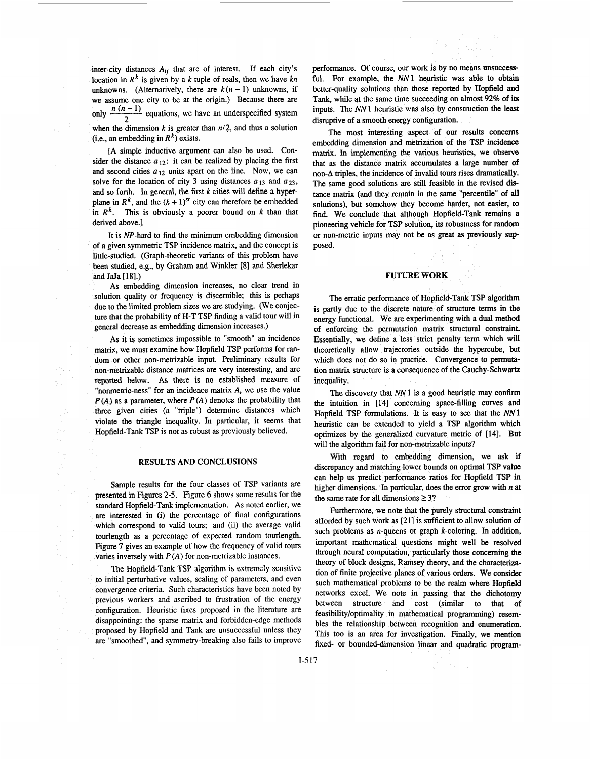inter-city distances $A_{ij}$ that are of interest. If each city's location in $R^k$ is given by a $k$-tuple of reals, then we have $kn$ unknowns. (Alternatively, there are $k(n-1)$ unknowns, if we assume one city to be at the origin.) Because there are only $\frac{n(n-1)}{2}$ equations, we have an underspecified system when the dimension $k$ is greater than $n/2$, and thus a solution (i.e., an embedding in $R^k$) exists.

[A simple inductive argument can also be used. Consider the distance $a_{12}$: it can be realized by placing the first and second cities $a_{12}$ units apart on the line. Now, we can solve for the location of city 3 using distances $a_{13}$ and $a_{23}$, and so forth. In general, the first $k$ cities will define a hyperplane in $R^k$, and the $(k+1)^{st}$ city can therefore be embedded in $R^k$. This is obviously a poorer bound on $k$ than that derived above.]

It is *NP*-hard to find the minimum embedding dimension of a given symmetric TSP incidence matrix, and the concept is little-studied. (Graph-theoretic variants of this problem have been studied, e.g., by Graham and Winkler [8] and Sherlekar and JaJa [18].)

As embedding dimension increases, no clear trend in solution quality or frequency is discernible; this is perhaps due to the limited problem sizes we are studying. (We conjecture that the probability of H-T TSP finding a valid tour will in general decrease as embedding dimension increases.)

As it is sometimes impossible to "smooth" an incidence matrix, we must examine how Hopfield TSP performs for random or other non-metrizable input. Preliminary results for non-metrizable distance matrices are very interesting, and are reported below. As there is no established measure of "nonmetric-ness" for an incidence matrix $A$, we use the value $P(A)$ as a parameter, where $P(A)$ denotes the probability that three given cities (a "triple") determine distances which violate the triangle inequality. In particular, it seems that Hopfield-Tank TSP is not as robust as previously believed.

## RESULTS AND CONCLUSIONS

Sample results for the four classes of TSP variants are presented in Figures 2-5. Figure 6 shows some results for the standard Hopfield-Tank implementation. As noted earlier, we are interested in (i) the percentage of final configurations which correspond to valid tours; and (ii) the average valid tourlength as a percentage of expected random tourlength. Figure 7 gives an example of how the frequency of valid tours varies inversely with $P(A)$ for non-metrizable instances.

The Hopfield-Tank TSP algorithm is extremely sensitive to initial perturbative values, scaling of parameters, and even convergence criteria. Such characteristics have been noted by previous workers and ascribed to frustration of the energy configuration. Heuristic fixes proposed in the literature are disappointing: the sparse matrix and forbidden-edge methods proposed by Hopfield and Tank are unsuccessful unless they are "smoothed", and symmetry-breaking also fails to improve performance. Of course, our work is by no means unsuccessful. For example, the *NN*1 heuristic was able to obtain better-quality solutions than those reported by Hopfield and Tank, while at the same time succeeding on almost 92% of its inputs. The *NN*1 heuristic was also by construction the least disruptive of a smooth energy configuration.

The most interesting aspect of our results concerns embedding dimension and metrization of the TSP incidence matrix. In implementing the various heuristics, we observe that as the distance matrix accumulates a large number of non-$\Delta$ triples, the incidence of invalid tours rises dramatically. The same good solutions are still feasible in the revised distance matrix (and they remain in the same "percentile" of all solutions), but somehow they become harder, not easier, to find. We conclude that although Hopfield-Tank remains a pioneering vehicle for TSP solution, its robustness for random or non-metric inputs may not be as great as previously supposed.

## FUTURE WORK

The erratic performance of Hopfield-Tank TSP algorithm is partly due to the discrete nature of structure terms in the energy functional. We are experimenting with a dual method of enforcing the permutation matrix structural constraint. Essentially, we define a less strict penalty term which will theoretically allow trajectories outside the hypercube, but which does not do so in practice. Convergence to permutation matrix structure is a consequence of the Cauchy-Schwartz inequality.

The discovery that *NN*1 is a good heuristic may confirm the intuition in [14] concerning space-filling curves and Hopfield TSP formulations. It is easy to see that the *NN*1 heuristic can be extended to yield a TSP algorithm which optimizes by the generalized curvature metric of [14]. But will the algorithm fail for non-metrizable inputs?

With regard to embedding dimension, we ask if discrepancy and matching lower bounds on optimal TSP value can help us predict performance ratios for Hopfield TSP in higher dimensions. In particular, does the error grow with $n$ at the same rate for all dimensions $\geq 3$?

Furthermore, we note that the purely structural constraint afforded by such work as [21] is sufficient to allow solution of such problems as $n$-queens or graph $k$-coloring. In addition, important mathematical questions might well be resolved through neural computation, particularly those concerning the theory of block designs, Ramsey theory, and the characterization of finite projective planes of various orders. We consider such mathematical problems to be the realm where Hopfield networks excel. We note in passing that the dichotomy between structure and cost (similar to that of feasibility/optimality in mathematical programming) resembles the relationship between recognition and enumeration. This too is an area for investigation. Finally, we mention fixed- or bounded-dimension linear and quadratic program-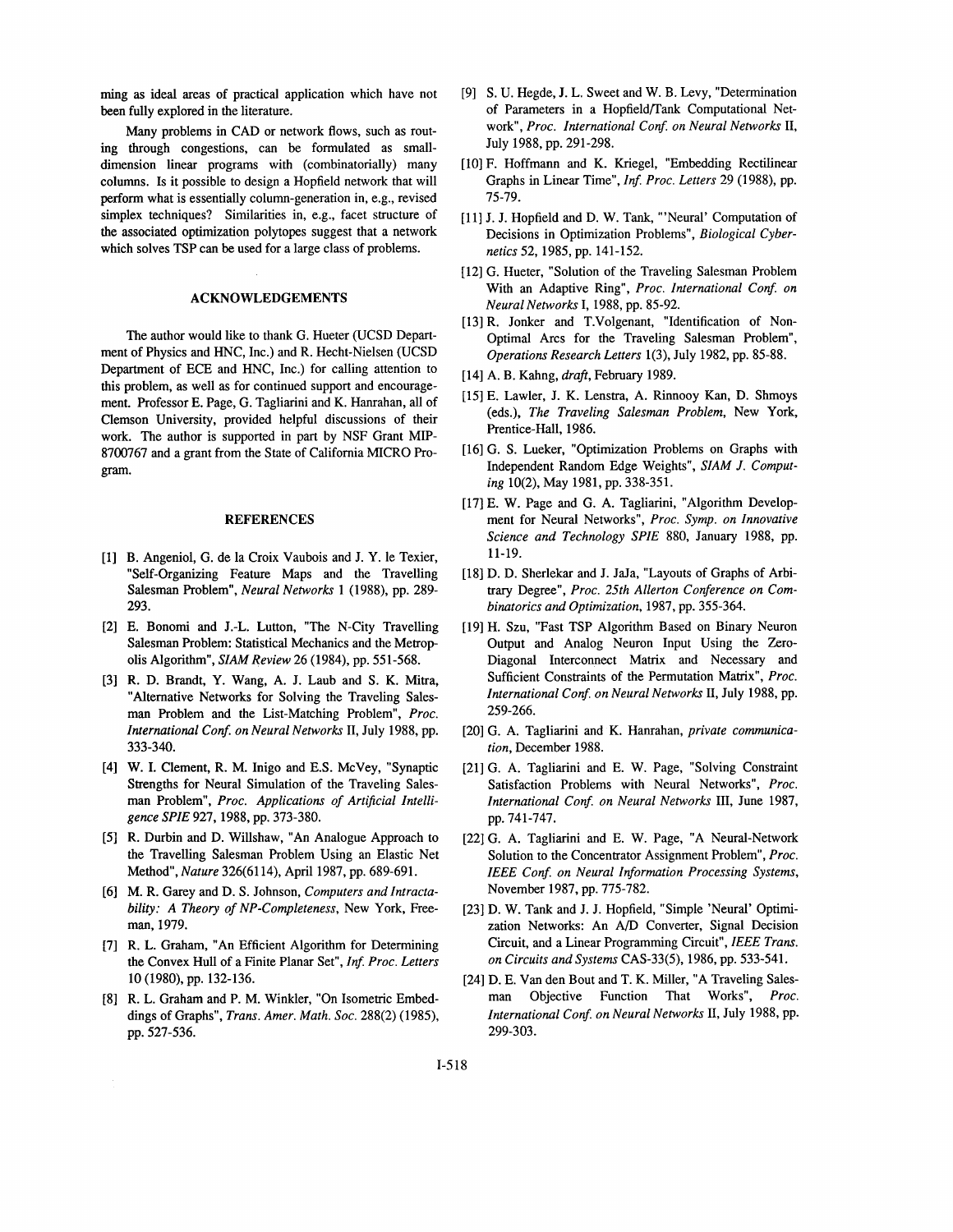ming as ideal areas of practical application which have not been fully explored in the literature.

Many problems in CAD or network flows, such as routing through congestions, can be formulated as small-dimension linear programs with (combinatorially) many columns. Is it possible to design a Hopfield network that will perform what is essentially column-generation in, e.g., revised simplex techniques? Similarities in, e.g., facet structure of the associated optimization polytopes suggest that a network which solves TSP can be used for a large class of problems.

## ACKNOWLEDGEMENTS

The author would like to thank G. Hueter (UCSD Department of Physics and HNC, Inc.) and R. Hecht-Nielsen (UCSD Department of ECE and HNC, Inc.) for calling attention to this problem, as well as for continued support and encouragement. Professor E. Page, G. Tagliarini and K. Hanrahan, all of Clemson University, provided helpful discussions of their work. The author is supported in part by NSF Grant MIP-8700767 and a grant from the State of California MICRO Program.

## REFERENCES

[1] B. Angeniol, G. de la Croix Vaubois and J. Y. le Texier, "Self-Organizing Feature Maps and the Travelling Salesman Problem", *Neural Networks* 1 (1988), pp. 289-293.

[2] E. Bonomi and J.-L. Lutton, "The N-City Travelling Salesman Problem: Statistical Mechanics and the Metropolis Algorithm", *SIAM Review* 26 (1984), pp. 551-568.

[3] R. D. Brandt, Y. Wang, A. J. Laub and S. K. Mitra, "Alternative Networks for Solving the Traveling Salesman Problem and the List-Matching Problem", *Proc. International Conf. on Neural Networks* II, July 1988, pp. 333-340.

[4] W. I. Clement, R. M. Inigo and E.S. McVey, "Synaptic Strengths for Neural Simulation of the Traveling Salesman Problem", *Proc. Applications of Artificial Intelligence SPIE* 927, 1988, pp. 373-380.

[5] R. Durbin and D. Willshaw, "An Analogue Approach to the Travelling Salesman Problem Using an Elastic Net Method", *Nature* 326(6114), April 1987, pp. 689-691.

[6] M. R. Garey and D. S. Johnson, *Computers and Intractability: A Theory of NP-Completeness*, New York, Freeman, 1979.

[7] R. L. Graham, "An Efficient Algorithm for Determining the Convex Hull of a Finite Planar Set", *Inf. Proc. Letters* 10 (1980), pp. 132-136.

[8] R. L. Graham and P. M. Winkler, "On Isometric Embeddings of Graphs", *Trans. Amer. Math. Soc.* 288(2) (1985), pp. 527-536.

[9] S. U. Hegde, J. L. Sweet and W. B. Levy, "Determination of Parameters in a Hopfield/Tank Computational Network", *Proc. International Conf. on Neural Networks* II, July 1988, pp. 291-298.

[10] F. Hoffmann and K. Kriegel, "Embedding Rectilinear Graphs in Linear Time", *Inf. Proc. Letters* 29 (1988), pp. 75-79.

[11] J. J. Hopfield and D. W. Tank, "'Neural' Computation of Decisions in Optimization Problems", *Biological Cybernetics* 52, 1985, pp. 141-152.

[12] G. Hueter, "Solution of the Traveling Salesman Problem With an Adaptive Ring", *Proc. International Conf. on Neural Networks* I, 1988, pp. 85-92.

[13] R. Jonker and T.Volgenant, "Identification of Non-Optimal Arcs for the Traveling Salesman Problem", *Operations Research Letters* 1(3), July 1982, pp. 85-88.

[14] A. B. Kahng, *draft*, February 1989.

[15] E. Lawler, J. K. Lenstra, A. Rinnooy Kan, D. Shmoys (eds.), *The Traveling Salesman Problem*, New York, Prentice-Hall, 1986.

[16] G. S. Lueker, "Optimization Problems on Graphs with Independent Random Edge Weights", *SIAM J. Computing* 10(2), May 1981, pp. 338-351.

[17] E. W. Page and G. A. Tagliarini, "Algorithm Development for Neural Networks", *Proc. Symp. on Innovative Science and Technology SPIE* 880, January 1988, pp. 11-19.

[18] D. D. Sherlekar and J. JaJa, "Layouts of Graphs of Arbitrary Degree", *Proc. 25th Allerton Conference on Combinatorics and Optimization*, 1987, pp. 355-364.

[19] H. Szu, "Fast TSP Algorithm Based on Binary Neuron Output and Analog Neuron Input Using the Zero-Diagonal Interconnect Matrix and Necessary and Sufficient Constraints of the Permutation Matrix", *Proc. International Conf. on Neural Networks* II, July 1988, pp. 259-266.

[20] G. A. Tagliarini and K. Hanrahan, *private communication*, December 1988.

[21] G. A. Tagliarini and E. W. Page, "Solving Constraint Satisfaction Problems with Neural Networks", *Proc. International Conf. on Neural Networks* III, June 1987, pp. 741-747.

[22] G. A. Tagliarini and E. W. Page, "A Neural-Network Solution to the Concentrator Assignment Problem", *Proc. IEEE Conf. on Neural Information Processing Systems*, November 1987, pp. 775-782.

[23] D. W. Tank and J. J. Hopfield, "Simple 'Neural' Optimization Networks: An A/D Converter, Signal Decision Circuit, and a Linear Programming Circuit", *IEEE Trans. on Circuits and Systems* CAS-33(5), 1986, pp. 533-541.

[24] D. E. Van den Bout and T. K. Miller, "A Traveling Salesman Objective Function That Works", *Proc. International Conf. on Neural Networks* II, July 1988, pp. 299-303.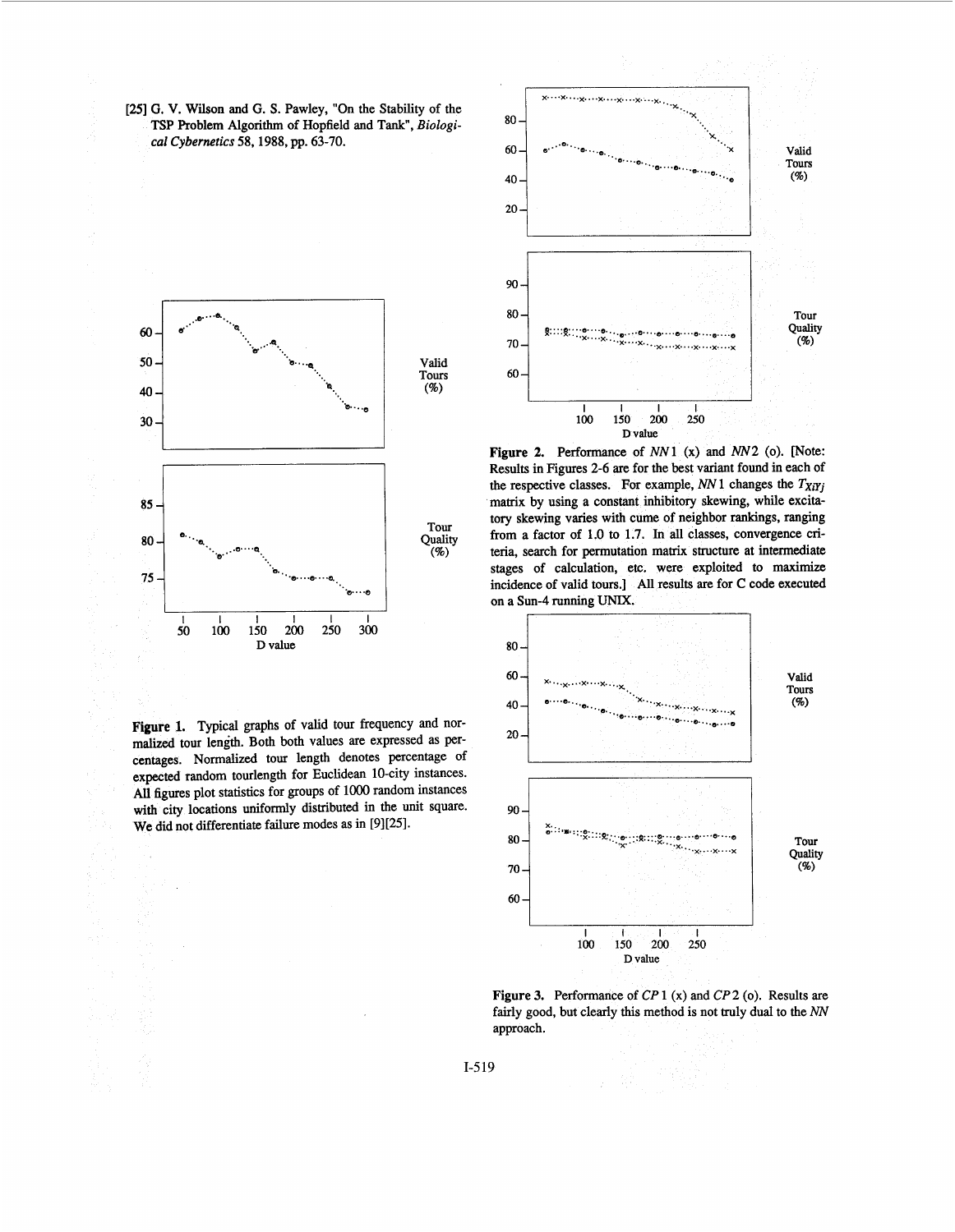[25] G. V. Wilson and G. S. Pawley, "On the Stability of the TSP Problem Algorithm of Hopfield and Tank", *Biological Cybernetics* 58, 1988, pp. 63-70.

**Figure 1.** Typical graphs of valid tour frequency and normalized tour length. Both both values are expressed as percentages. Normalized tour length denotes percentage of expected random tourlength for Euclidean 10-city instances. All figures plot statistics for groups of 1000 random instances with city locations uniformly distributed in the unit square. We did not differentiate failure modes as in [9][25].

**Figure 2.** Performance of *NN*1 (x) and *NN*2 (o). [Note: Results in Figures 2-6 are for the best variant found in each of the respective classes. For example, *NN*1 changes the $T_{XiYj}$ matrix by using a constant inhibitory skewing, while excitatory skewing varies with cume of neighbor rankings, ranging from a factor of 1.0 to 1.7. In all classes, convergence criteria, search for permutation matrix structure at intermediate stages of calculation, etc. were exploited to maximize incidence of valid tours.] All results are for C code executed on a Sun-4 running UNIX.

**Figure 3.** Performance of *CP*1 (x) and *CP*2 (o). Results are fairly good, but clearly this method is not truly dual to the *NN* approach.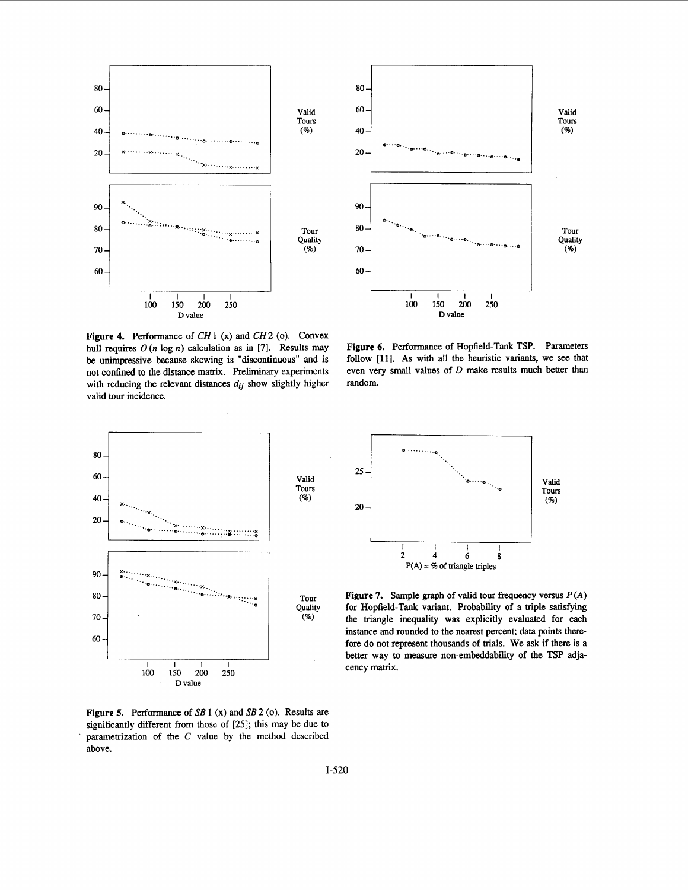80
60
40
20

Valid Tours (%)

90
80
70
60

Tour Quality (%)

100 150 200 250
D value

**Figure 4.** Performance of $CH1$ (x) and $CH2$ (o). Convex hull requires $O(n \log n)$ calculation as in [7]. Results may be unimpressive because skewing is "discontinuous" and is not confined to the distance matrix. Preliminary experiments with reducing the relevant distances $d_{ij}$ show slightly higher valid tour incidence.

80
60
40
20

Valid Tours (%)

90
80
70
60

Tour Quality (%)

100 150 200 250
D value

**Figure 6.** Performance of Hopfield-Tank TSP. Parameters follow [11]. As with all the heuristic variants, we see that even very small values of $D$ make results much better than random.

80
60
40
20

Valid Tours (%)

90
80
70
60

Tour Quality (%)

100 150 200 250
D value

**Figure 5.** Performance of $SB1$ (x) and $SB2$ (o). Results are significantly different from those of [25]; this may be due to parametrization of the $C$ value by the method described above.

25
20

Valid Tours (%)

2 4 6 8
P(A) = % of triangle triples

**Figure 7.** Sample graph of valid tour frequency versus $P(A)$ for Hopfield-Tank variant. Probability of a triple satisfying the triangle inequality was explicitly evaluated for each instance and rounded to the nearest percent; data points therefore do not represent thousands of trials. We ask if there is a better way to measure non-embeddability of the TSP adjacency matrix.